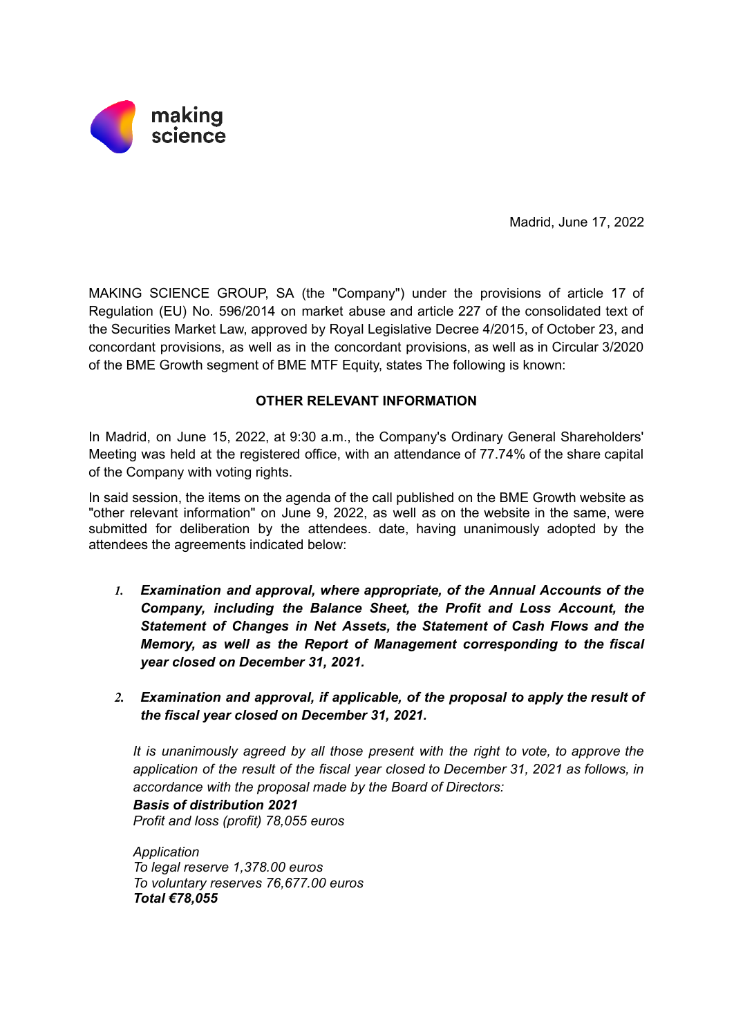making science

Madrid, June 17, 2022

MAKING SCIENCE GROUP, SA (the "Company") under the provisions of article 17 of Regulation (EU) No. 596/2014 on market abuse and article 227 of the consolidated text of the Securities Market Law, approved by Royal Legislative Decree 4/2015, of October 23, and concordant provisions, as well as in the concordant provisions, as well as in Circular 3/2020 of the BME Growth segment of BME MTF Equity, states The following is known:

**OTHER RELEVANT INFORMATION**

In Madrid, on June 15, 2022, at 9:30 a.m., the Company's Ordinary General Shareholders' Meeting was held at the registered office, with an attendance of 77.74% of the share capital of the Company with voting rights.

In said session, the items on the agenda of the call published on the BME Growth website as "other relevant information" on June 9, 2022, as well as on the website in the same, were submitted for deliberation by the attendees. date, having unanimously adopted by the attendees the agreements indicated below:

1. ***Examination and approval, where appropriate, of the Annual Accounts of the Company, including the Balance Sheet, the Profit and Loss Account, the Statement of Changes in Net Assets, the Statement of Cash Flows and the Memory, as well as the Report of Management corresponding to the fiscal year closed on December 31, 2021.***

2. ***Examination and approval, if applicable, of the proposal to apply the result of the fiscal year closed on December 31, 2021.***

   *It is unanimously agreed by all those present with the right to vote, to approve the application of the result of the fiscal year closed to December 31, 2021 as follows, in accordance with the proposal made by the Board of Directors:*
   ***Basis of distribution 2021***
   *Profit and loss (profit) 78,055 euros*

   *Application*
   *To legal reserve 1,378.00 euros*
   *To voluntary reserves 76,677.00 euros*
   ***Total €78,055***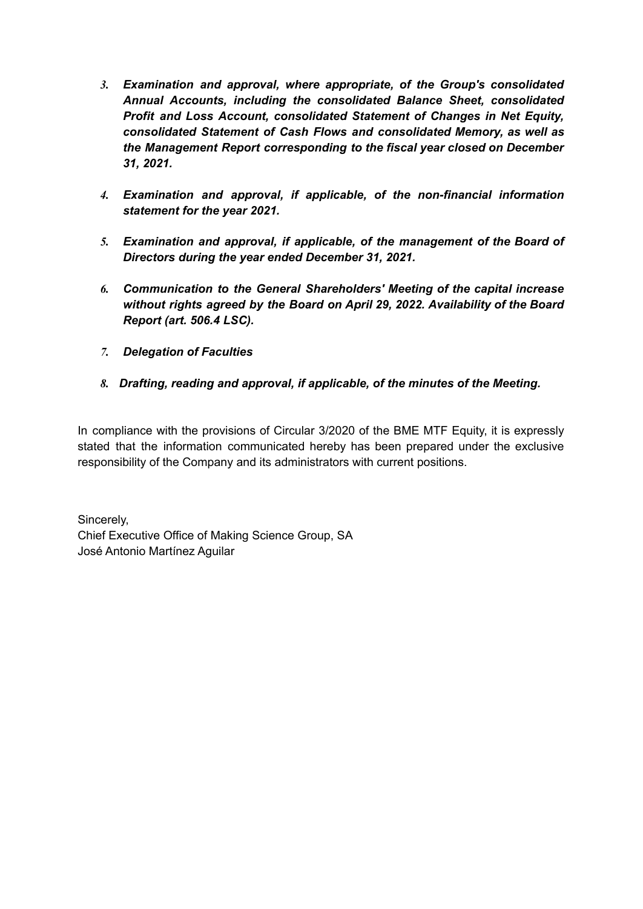3. ***Examination and approval, where appropriate, of the Group's consolidated Annual Accounts, including the consolidated Balance Sheet, consolidated Profit and Loss Account, consolidated Statement of Changes in Net Equity, consolidated Statement of Cash Flows and consolidated Memory, as well as the Management Report corresponding to the fiscal year closed on December 31, 2021.***

4. ***Examination and approval, if applicable, of the non-financial information statement for the year 2021.***

5. ***Examination and approval, if applicable, of the management of the Board of Directors during the year ended December 31, 2021.***

6. ***Communication to the General Shareholders' Meeting of the capital increase without rights agreed by the Board on April 29, 2022. Availability of the Board Report (art. 506.4 LSC).***

7. ***Delegation of Faculties***

8. ***Drafting, reading and approval, if applicable, of the minutes of the Meeting.***

In compliance with the provisions of Circular 3/2020 of the BME MTF Equity, it is expressly stated that the information communicated hereby has been prepared under the exclusive responsibility of the Company and its administrators with current positions.

Sincerely,
Chief Executive Office of Making Science Group, SA
José Antonio Martínez Aguilar